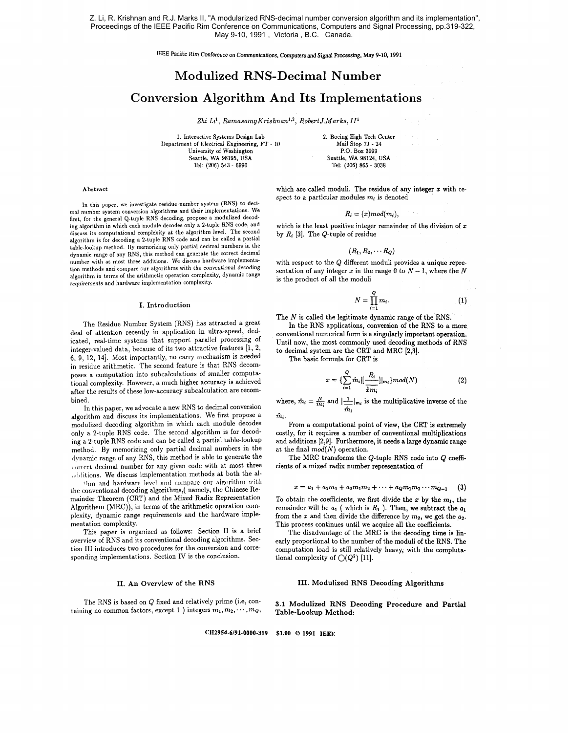Z. Li, R. Krishnan and R.J. Marks II, "A modularized RNS-decimal number conversion algorithm and its implementation", Proceedings of the IEEE Pacific Rim Conference on Communications, Computers and Signal Processing, pp.319-322, May 9-10, 1991 , Victoria , B.C. Canada.

IEEE Pacific Rim Conference on Communications, Computers and Signal Processing, May 9-10, 1991

# Modulized RNS-Decimal Number Conversion Algorithm And Its Implementations

*Zhi Li*[1], *RamasamyKrishnan*[1,2], *RobertJ.Marks, II*[1]

1. Interactive Systems Design Lab
Department of Electrical Engineering, FT - 10
University of Washington
Seattle, WA 98195, USA
Tel: (206) 543 - 6990

2. Boeing High Tech Center
Mail Stop 7J - 24
P.O. Box 3999
Seattle, WA 98124, USA
Tel: (206) 865 - 3038

### Abstract

In this paper, we investigate residue number system (RNS) to decimal number system conversion algorithms and their implementations. We first, for the general Q-tuple RNS decoding, propose a modulized decoding algorithm in which each module decodes only a 2-tuple RNS code, and discuss its computational complexity at the algorithm level. The second algorithm is for decoding a 2-tuple RNS code and can be called a partial table-lookup method. By memorizing only partial decimal numbers in the dynamic range of any RNS, this method can generate the correct decimal number with at most three additions. We discuss hardware implementation methods and compare our algorithms with the conventional decoding algorithm in terms of the arithmetic operation complexity, dynamic range requirements and hardware implementation complexity.

## I. Introduction

The Residue Number System (RNS) has attracted a great deal of attention recently in application in ultra-speed, dedicated, real-time systems that support parallel processing of integer-valued data, because of its two attractive features [1, 2, 6, 9, 12, 14]. Most importantly, no carry mechanism is needed in residue arithmetic. The second feature is that RNS decomposes a computation into subcalculations of smaller computational complexity. However, a much higher accuracy is achieved after the results of these low-accuracy subcalculation are recombined.

In this paper, we advocate a new RNS to decimal conversion algorithm and discuss its implementations. We first propose a modulized decoding algorithm in which each module decodes only a 2-tuple RNS code. The second algorithm is for decoding a 2-tuple RNS code and can be called a partial table-lookup method. By memorizing only partial decimal numbers in the dynamic range of any RNS, this method is able to generate the correct decimal number for any given code with at most three additions. We discuss implementation methods at both the algorithm and hardware level and compare our algorithm with the conventional decoding algorithms,( namely, the Chinese Remainder Theorem (CRT) and the Mixed Radix Representation Algorithem (MRC)), in terms of the arithmetic operation complexity, dynamic range requirements and the hardware implementation complexity.

This paper is organized as follows: Section II is a brief overview of RNS and its conventional decoding algorithms. Section III introduces two procedures for the conversion and corresponding implementations. Section IV is the conclusion.

## II. An Overview of the RNS

The RNS is based on $Q$ fixed and relatively prime (i.e, containing no common factors, except 1 ) integers $m_1, m_2, \cdots, m_Q$, which are called moduli. The residue of any integer $x$ with respect to a particular modules $m_i$ is denoted

$$R_i = (x) mod(m_i),$$

which is the least positive integer remainder of the division of $x$ by $R_i$ [3]. The $Q$-tuple of residue

$$(R_1, R_2, \cdots R_Q)$$

with respect to the $Q$ different moduli provides a unique representation of any integer $x$ in the range 0 to $N-1$, where the $N$ is the product of all the moduli

$$N = \prod_{i=1}^{Q} m_i. \tag{1}$$

The $N$ is called the legitimate dynamic range of the RNS.

In the RNS applications, conversion of the RNS to a more conventional numerical form is a singularly important operation. Until now, the most commonly used decoding methods of RNS to decimal system are the CRT and MRC [2,3].

The basic formula for CRT is

$$x = \{\sum_{i=1}^{Q} \hat{m}_i |[\frac{R_i}{\hat{x} m_i}]|_{m_i}\} mod(N) \tag{2}$$

where, $\hat{m}_i = \frac{N}{m_i}$ and $|\frac{1}{\hat{m}_i}|_{m_i}$ is the multiplicative inverse of the $\hat{m}_i$.

From a computational point of view, the CRT is extremely costly, for it requires a number of conventional multiplications and additions [2,9]. Furthermore, it needs a large dynamic range at the final $mod(N)$ operation.

The MRC transforms the $Q$-tuple RNS code into $Q$ coefficients of a mixed radix number representation of

$$x = a_1 + a_2 m_1 + a_3 m_1 m_2 + \cdots + a_Q m_1 m_2 \cdots m_{Q-1} \tag{3}$$

To obtain the coefficients, we first divide the $x$ by the $m_1$, the remainder will be $a_1$ ( which is $R_1$ ). Then, we subtract the $a_1$ from the $x$ and then divide the difference by $m_2$, we get the $a_2$. This process continues until we acquire all the coefficients.

The disadvantage of the MRC is the decoding time is linearly proportional to the number of the moduli of the RNS. The computation load is still relatively heavy, with the computational complexity of $O(Q^2)$ [11].

## III. Modulized RNS Decoding Algorithms

### 3.1 Modulized RNS Decoding Procedure and Partial Table-Lookup Method:

CH2954-6/91-0000-319 $1.00 © 1991 IEEE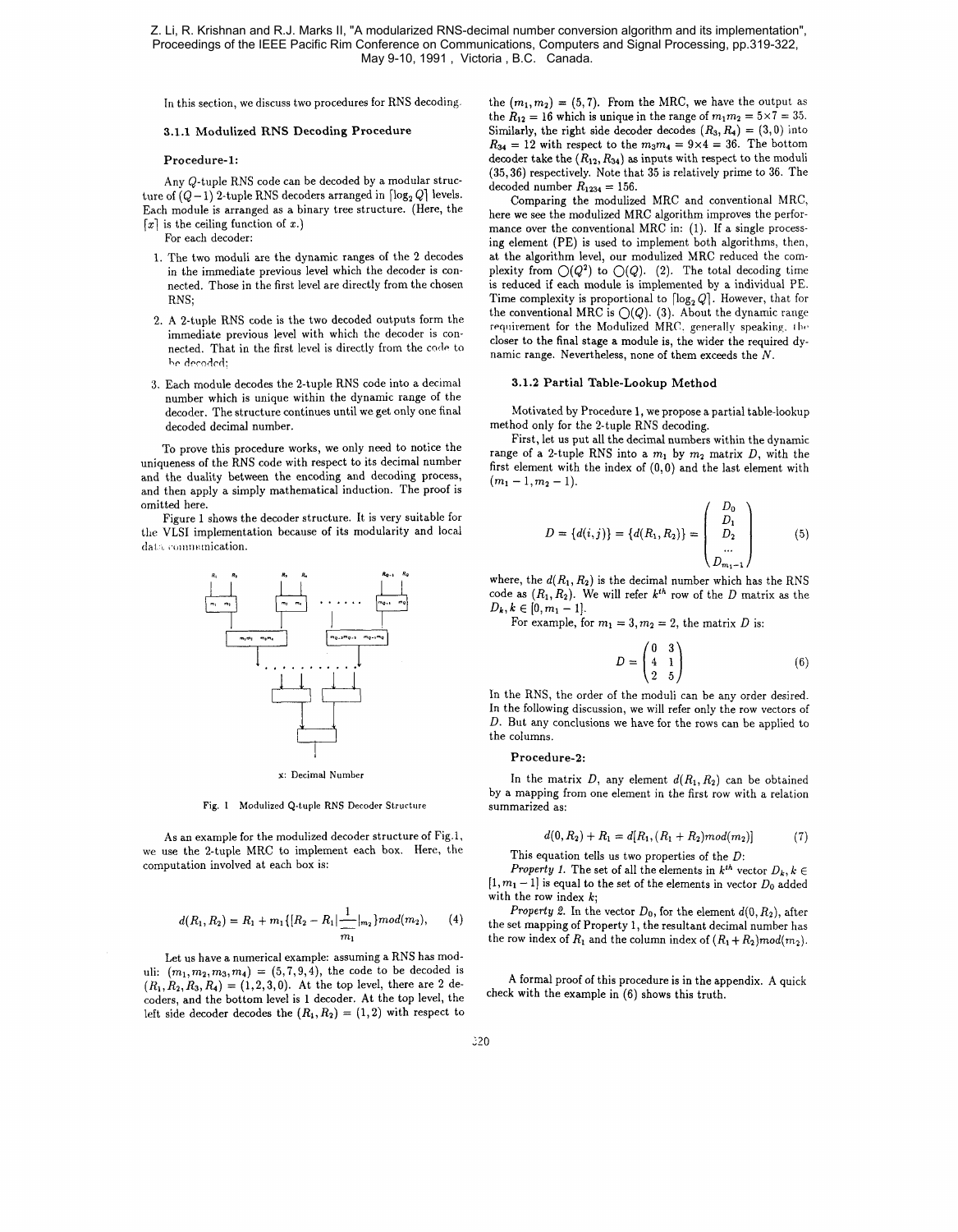In this section, we discuss two procedures for RNS decoding.

### 3.1.1 Modulized RNS Decoding Procedure

#### Procedure-1:

Any $Q$-tuple RNS code can be decoded by a modular structure of $(Q-1)$ 2-tuple RNS decoders arranged in $\lceil \log_2 Q \rceil$ levels. Each module is arranged as a binary tree structure. (Here, the $\lceil x \rceil$ is the ceiling function of $x$.)

For each decoder:

1. The two moduli are the dynamic ranges of the 2 decodes in the immediate previous level which the decoder is connected. Those in the first level are directly from the chosen RNS;
2. A 2-tuple RNS code is the two decoded outputs form the immediate previous level with which the decoder is connected. That in the first level is directly from the code to be decoded;
3. Each module decodes the 2-tuple RNS code into a decimal number which is unique within the dynamic range of the decoder. The structure continues until we get only one final decoded decimal number.

To prove this procedure works, we only need to notice the uniqueness of the RNS code with respect to its decimal number and the duality between the encoding and decoding process, and then apply a simply mathematical induction. The proof is omitted here.

Figure 1 shows the decoder structure. It is very suitable for the VLSI implementation because of its modularity and local data communication.

$R_1$ $R_2$ $R_3$ $R_4$ $R_{Q-1}$ $R_Q$

$m_1$ $m_2$ $m_3$ $m_4$ $m_{Q-1}$ $m_Q$

$m_1m_2$ $m_3m_4$ $m_{Q-3}m_{Q-2}$ $m_{Q-1}m_Q$

x: Decimal Number

Fig. 1 Modulized Q-tuple RNS Decoder Structure

As an example for the modulized decoder structure of Fig.1, we use the 2-tuple MRC to implement each box. Here, the computation involved at each box is:

$$d(R_1, R_2) = R_1 + m_1\{[R_2 - R_1|\frac{1}{m_1}|_{m_2}\}mod(m_2), \qquad (4)$$

Let us have a numerical example: assuming a RNS has moduli: $(m_1, m_2, m_3, m_4) = (5, 7, 9, 4)$, the code to be decoded is $(R_1, R_2, R_3, R_4) = (1, 2, 3, 0)$. At the top level, there are 2 decoders, and the bottom level is 1 decoder. At the top level, the left side decoder decodes the $(R_1, R_2) = (1, 2)$ with respect to the $(m_1, m_2) = (5, 7)$. From the MRC, we have the output as the $R_{12} = 16$ which is unique in the range of $m_1m_2 = 5\times 7 = 35$. Similarly, the right side decoder decodes $(R_3, R_4) = (3, 0)$ into $R_{34} = 12$ with respect to the $m_3m_4 = 9\times 4 = 36$. The bottom decoder take the $(R_{12}, R_{34})$ as inputs with respect to the moduli $(35, 36)$ respectively. Note that 35 is relatively prime to 36. The decoded number $R_{1234} = 156$.

Comparing the modulized MRC and conventional MRC, here we see the modulized MRC algorithm improves the performance over the conventional MRC in: (1). If a single processing element (PE) is used to implement both algorithms, then, at the algorithm level, our modulized MRC reduced the complexity from $O(Q^2)$ to $O(Q)$. (2). The total decoding time is reduced if each module is implemented by a individual PE. Time complexity is proportional to $\lceil \log_2 Q \rceil$. However, that for the conventional MRC is $O(Q)$. (3). About the dynamic range requirement for the Modulized MRC, generally speaking, the closer to the final stage a module is, the wider the required dynamic range. Nevertheless, none of them exceeds the $N$.

### 3.1.2 Partial Table-Lookup Method

Motivated by Procedure 1, we propose a partial table-lookup method only for the 2-tuple RNS decoding.

First, let us put all the decimal numbers within the dynamic range of a 2-tuple RNS into a $m_1$ by $m_2$ matrix $D$, with the first element with the index of $(0, 0)$ and the last element with $(m_1 - 1, m_2 - 1)$.

$$D = \{d(i,j)\} = \{d(R_1, R_2)\} = \begin{pmatrix} D_0 \\ D_1 \\ D_2 \\ \cdots \\ D_{m_1-1} \end{pmatrix} \qquad (5)$$

where, the $d(R_1, R_2)$ is the decimal number which has the RNS code as $(R_1, R_2)$. We will refer $k^{th}$ row of the $D$ matrix as the $D_k, k \in [0, m_1 - 1]$.

For example, for $m_1 = 3, m_2 = 2$, the matrix $D$ is:

$$D = \begin{pmatrix} 0 & 3 \\ 4 & 1 \\ 2 & 5 \end{pmatrix} \qquad (6)$$

In the RNS, the order of the moduli can be any order desired. In the following discussion, we will refer only the row vectors of $D$. But any conclusions we have for the rows can be applied to the columns.

#### Procedure-2:

In the matrix $D$, any element $d(R_1, R_2)$ can be obtained by a mapping from one element in the first row with a relation summarized as:

$$d(0, R_2) + R_1 = d[R_1, (R_1 + R_2)mod(m_2)] \qquad (7)$$

This equation tells us two properties of the $D$:

*Property 1.* The set of all the elements in $k^{th}$ vector $D_k, k \in [1, m_1 - 1]$ is equal to the set of the elements in vector $D_0$ added with the row index $k$;

*Property 2.* In the vector $D_0$, for the element $d(0, R_2)$, after the set mapping of Property 1, the resultant decimal number has the row index of $R_1$ and the column index of $(R_1 + R_2)mod(m_2)$.

A formal proof of this procedure is in the appendix. A quick check with the example in (6) shows this truth.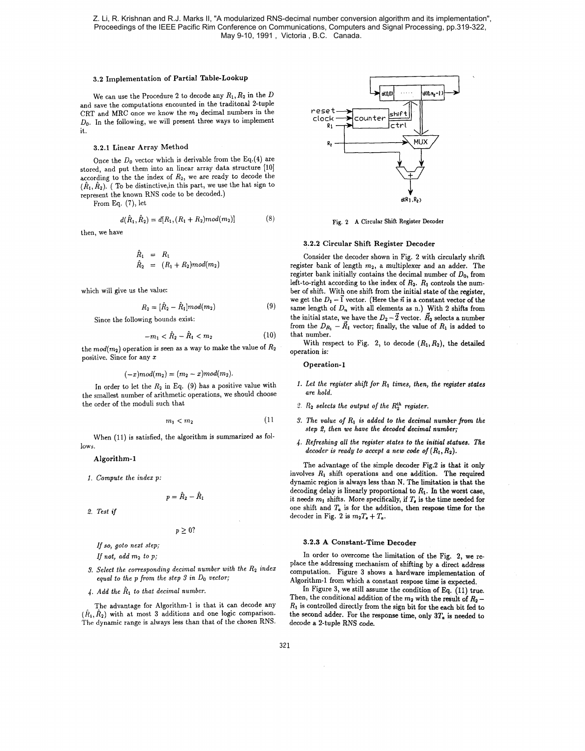### 3.2 Implementation of Partial Table-Lookup

We can use the Procedure 2 to decode any $R_1, R_2$ in the $D$ and save the computations encountered in the traditonal 2-tuple CRT and MRC once we know the $m_2$ decimal numbers in the $D_0$. In the following, we will present three ways to implement it.

#### 3.2.1 Linear Array Method

Once the $D_0$ vector which is derivable from the Eq.(4) are stored, and put them into an linear array data structure [10] according to the the index of $R_2$, we are ready to decode the $(\hat{R}_1, \hat{R}_2)$. ( To be distinctive,in this part, we use the hat sign to represent the known RNS code to be decoded.)

From Eq. (7), let

$$d(\hat{R}_1, \hat{R}_2) = d[R_1, (R_1 + R_2) mod(m_2)] \tag{8}$$

then, we have

$$\hat{R}_1 = R_1$$
$$\hat{R}_2 = (R_1 + R_2) mod(m_2)$$

which will give us the value:

$$R_2 = [\hat{R}_2 - \hat{R}_1] mod(m_2) \tag{9}$$

Since the following bounds exist:

$$-m_1 < \hat{R}_2 - \hat{R}_1 < m_2 \tag{10}$$

the $mod(m_2)$ operation is seen as a way to make the value of $R_2$ positive. Since for any $x$

$$(-x) mod(m_2) = (m_2 - x) mod(m_2).$$

In order to let the $R_2$ in Eq. (9) has a positive value with the smallest number of arithmetic operations, we should choose the order of the moduli such that

$$m_1 < m_2 \tag{11}$$

When (11) is satisfied, the algorithm is summarized as follows.

**Algorithm-1**

1. *Compute the index p:*

$$p = \hat{R}_2 - \hat{R}_1$$

2. *Test if*

$$p \geq 0?$$

*If so, goto next step;*

*If not, add $m_2$ to p;*

3. *Select the corresponding decimal number with the $R_2$ index equal to the p from the step 3 in $D_0$ vector;*
4. *Add the $\hat{R}_1$ to that decimal number.*

The advantage for Algorithm-1 is that it can decode any $(\hat{R}_1, \hat{R}_2)$ with at most 3 additions and one logic comparison. The dynamic range is always less than that of the chosen RNS.

Fig. 2 A Circular Shift Register Decoder

#### 3.2.2 Circular Shift Register Decoder

Consider the decoder shown in Fig. 2 with circularly shrift register bank of length $m_2$, a multiplexer and an adder. The register bank initially contains the decimal number of $D_0$, from left-to-right according to the index of $R_2$. $R_1$ controls the number of shift. With one shift from the initial state of the register, we get the $D_1 - \vec{1}$ vector. (Here the $\vec{n}$ is a constant vector of the same length of $D_n$ with all elements as n.) With 2 shifts from the initial state, we have the $D_2 - \vec{2}$ vector. $\vec{R}_2$ selects a number from the $D_{R_1} - \vec{R}_1$ vector; finally, the value of $R_1$ is added to that number.

With respect to Fig. 2, to decode $(R_1, R_2)$, the detailed operation is:

**Operation-1**

1. *Let the register shift for $R_1$ times, then, the register states are hold.*
2. *$R_2$ selects the output of the $R_2^{th}$ register.*
3. *The value of $R_1$ is added to the decimal number from the step 2, then we have the decoded decimal number;*
4. *Refreshing all the register states to the initial statues. The decoder is ready to accept a new code of $(R_1, R_2)$.*

The advantage of the simple decoder Fig.2 is that it only involves $R_1$ shift operations and one addition. The required dynamic region is always less than N. The limitation is that the decoding delay is linearly proportional to $R_1$. In the worst case, it needs $m_1$ shifts. More specifically, if $T_s$ is the time needed for one shift and $T_a$ is for the addition, then respose time for the decoder in Fig. 2 is $m_2 T_s + T_a$.

#### 3.2.3 A Constant-Time Decoder

In order to overcome the limitation of the Fig. 2, we replace the addressing mechanism of shifting by a direct address computation. Figure 3 shows a hardware implementation of Algorithm-1 from which a constant respose time is expected.

In Figure 3, we still assume the condition of Eq. (11) true. Then, the conditional addition of the $m_2$ with the result of $R_2 - R_1$ is controlled directly from the sign bit for the each bit fed to the second adder. For the response time, only $3T_a$ is needed to decode a 2-tuple RNS code.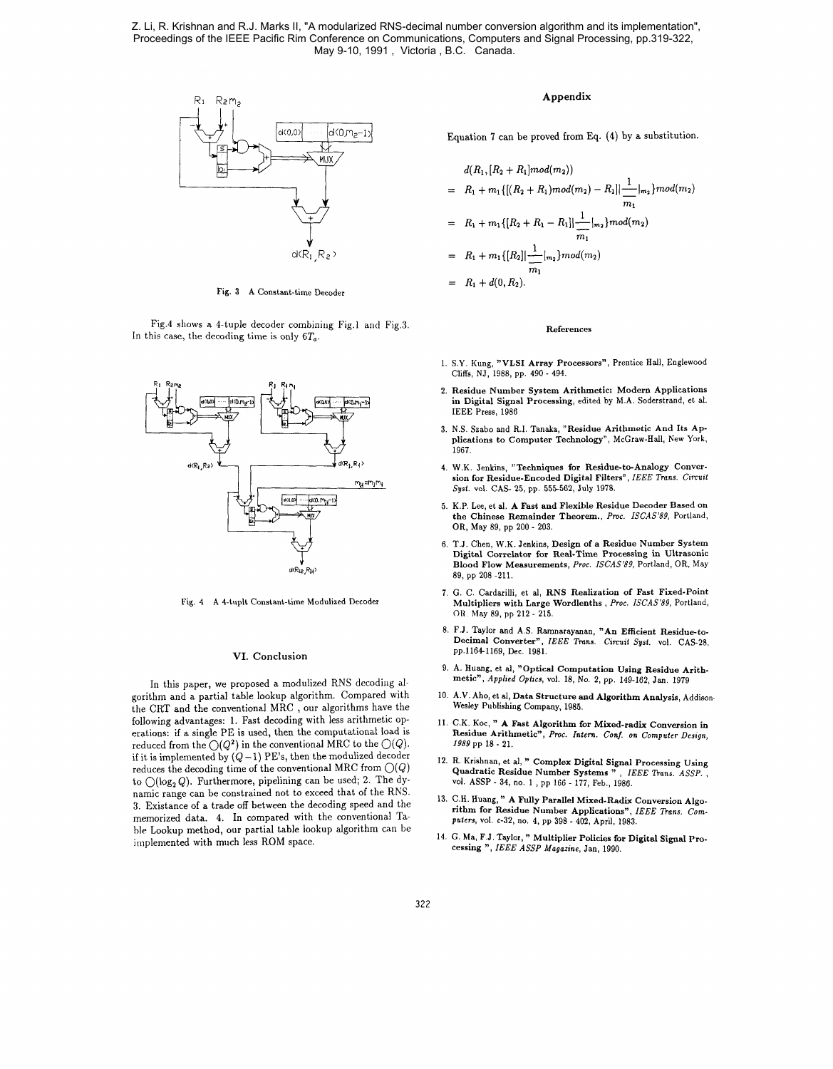Z. Li, R. Krishnan and R.J. Marks II, "A modularized RNS-decimal number conversion algorithm and its implementation", Proceedings of the IEEE Pacific Rim Conference on Communications, Computers and Signal Processing, pp.319-322, May 9-10, 1991 , Victoria , B.C. Canada.

Fig. 3 A Constant-time Decoder

Fig.4 shows a 4-tuple decoder combining Fig.1 and Fig.3. In this case, the decoding time is only $6T_a$.

Fig. 4 A 4-tuplt Constant-time Modulized Decoder

## VI. Conclusion

In this paper, we proposed a modulized RNS decoding algorithm and a partial table lookup algorithm. Compared with the CRT and the conventional MRC , our algorithms have the following advantages: 1. Fast decoding with less arithmetic operations: if a single PE is used, then the computational load is reduced from the $O(Q^2)$ in the conventional MRC to the $O(Q)$. if it is implemented by $(Q-1)$ PE's, then the modulized decoder reduces the decoding time of the conventional MRC from $O(Q)$ to $O(\log_2 Q)$. Furthermore, pipelining can be used; 2. The dynamic range can be constrained not to exceed that of the RNS. 3. Existance of a trade off between the decoding speed and the memorized data. 4. In compared with the conventional Table Lookup method, our partial table lookup algorithm can be implemented with much less ROM space.

## Appendix

Equation 7 can be proved from Eq. (4) by a substitution.

$$
\begin{aligned}
& d(R_1, [R_2 + R_1] mod(m_2)) \\
= \; & R_1 + m_1\{[(R_2 + R_1) mod(m_2) - R_1] | \frac{1}{m_1} |_{m_2}\} mod(m_2) \\
= \; & R_1 + m_1\{[R_2 + R_1 - R_1] | \frac{1}{m_1} |_{m_2}\} mod(m_2) \\
= \; & R_1 + m_1\{[R_2] | \frac{1}{m_1} |_{m_2}\} mod(m_2) \\
= \; & R_1 + d(0, R_2).
\end{aligned}
$$

## References

1. S.Y. Kung, "**VLSI Array Processors**", Prentice Hall, Englewood Cliffs, NJ, 1988, pp. 490 - 494.
2. **Residue Number System Arithmetic: Modern Applications in Digital Signal Processing**, edited by M.A. Soderstrand, et al. IEEE Press, 1986
3. N.S. Szabo and R.I. Tanaka, "**Residue Arithmetic And Its Applications to Computer Technology**", McGraw-Hall, New York, 1967.
4. W.K. Jenkins, "**Techniques for Residue-to-Analogy Conversion for Residue-Encoded Digital Filters**", *IEEE Trans. Circuit Syst.* vol. CAS- 25, pp. 555-562, July 1978.
5. K.P. Lee, et al. **A Fast and Flexible Residue Decoder Based on the Chinese Remainder Theorem.**, *Proc. ISCAS'89*, Portland, OR, May 89, pp 200 - 203.
6. T.J. Chen, W.K. Jenkins, **Design of a Residue Number System Digital Correlator for Real-Time Processing in Ultrasonic Blood Flow Measurements**, *Proc. ISCAS'89*, Portland, OR, May 89, pp 208 -211.
7. G. C. Cardarilli, et al, **RNS Realization of Fast Fixed-Point Multipliers with Large Wordlenths** , *Proc. ISCAS'89*, Portland, OR. May 89, pp 212 - 215.
8. F.J. Taylor and A.S. Ramnarayanan, "**An Efficient Residue-to-Decimal Converter**", *IEEE Trans. Circuit Syst.* vol. CAS-28, pp.1164-1169, Dec. 1981.
9. A. Huang, et al, "**Optical Computation Using Residue Arithmetic**", *Applied Optics*, vol. 18, No. 2, pp. 149-162, Jan. 1979
10. A.V. Aho, et al, **Data Structure and Algorithm Analysis**, Addison-Wesley Publishing Company, 1985.
11. C.K. Koc, " **A Fast Algorithm for Mixed-radix Conversion in Residue Arithmetic**", *Proc. Intern. Conf. on Computer Design, 1989* pp 18 - 21.
12. R. Krishnan, et al, " **Complex Digital Signal Processing Using Quadratic Residue Number Systems** " , *IEEE Trans. ASSP.* , vol. ASSP - 34, no. 1 , pp 166 - 177, Feb., 1986.
13. C.H. Huang, " **A Fully Parallel Mixed-Radix Conversion Algorithm for Residue Number Applications**", *IEEE Trans. Computers*, vol. c-32, no. 4, pp 398 - 402, April, 1983.
14. G. Ma, F.J. Taylor, " **Multiplier Policies for Digital Signal Processing** ", *IEEE ASSP Magazine*, Jan, 1990.